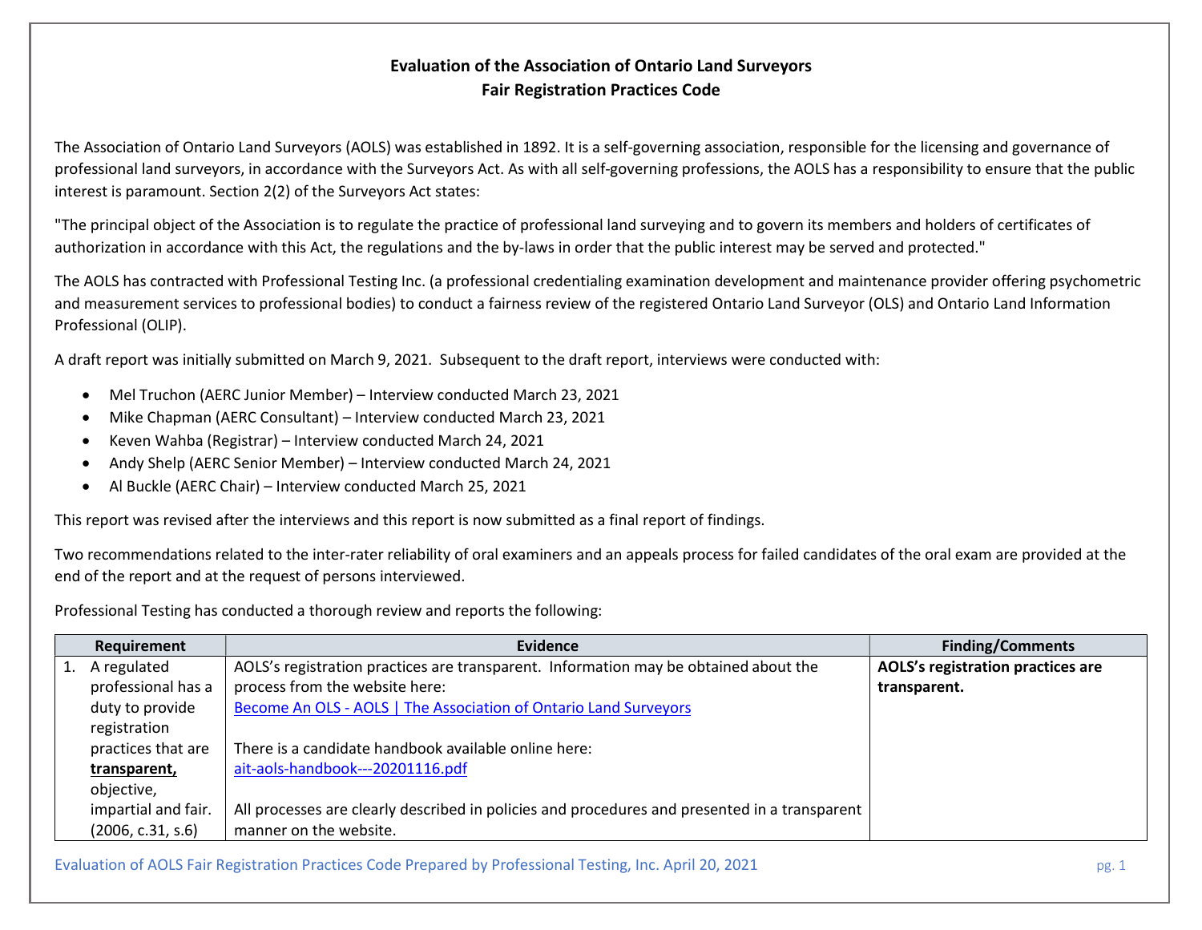# Evaluation of the Association of Ontario Land Surveyors
# Fair Registration Practices Code

The Association of Ontario Land Surveyors (AOLS) was established in 1892. It is a self-governing association, responsible for the licensing and governance of professional land surveyors, in accordance with the Surveyors Act. As with all self-governing professions, the AOLS has a responsibility to ensure that the public interest is paramount. Section 2(2) of the Surveyors Act states:

"The principal object of the Association is to regulate the practice of professional land surveying and to govern its members and holders of certificates of authorization in accordance with this Act, the regulations and the by-laws in order that the public interest may be served and protected."

The AOLS has contracted with Professional Testing Inc. (a professional credentialing examination development and maintenance provider offering psychometric and measurement services to professional bodies) to conduct a fairness review of the registered Ontario Land Surveyor (OLS) and Ontario Land Information Professional (OLIP).

A draft report was initially submitted on March 9, 2021. Subsequent to the draft report, interviews were conducted with:

- Mel Truchon (AERC Junior Member) – Interview conducted March 23, 2021
- Mike Chapman (AERC Consultant) – Interview conducted March 23, 2021
- Keven Wahba (Registrar) – Interview conducted March 24, 2021
- Andy Shelp (AERC Senior Member) – Interview conducted March 24, 2021
- Al Buckle (AERC Chair) – Interview conducted March 25, 2021

This report was revised after the interviews and this report is now submitted as a final report of findings.

Two recommendations related to the inter-rater reliability of oral examiners and an appeals process for failed candidates of the oral exam are provided at the end of the report and at the request of persons interviewed.

Professional Testing has conducted a thorough review and reports the following:

| Requirement | Evidence | Finding/Comments |
|---|---|---|
| 1. A regulated professional has a duty to provide registration practices that are **transparent,** objective, impartial and fair. (2006, c.31, s.6) | AOLS's registration practices are transparent. Information may be obtained about the process from the website here: [Become An OLS - AOLS \| The Association of Ontario Land Surveyors]<br><br>There is a candidate handbook available online here: [ait-aols-handbook---20201116.pdf]<br><br>All processes are clearly described in policies and procedures and presented in a transparent manner on the website. | **AOLS's registration practices are transparent.** |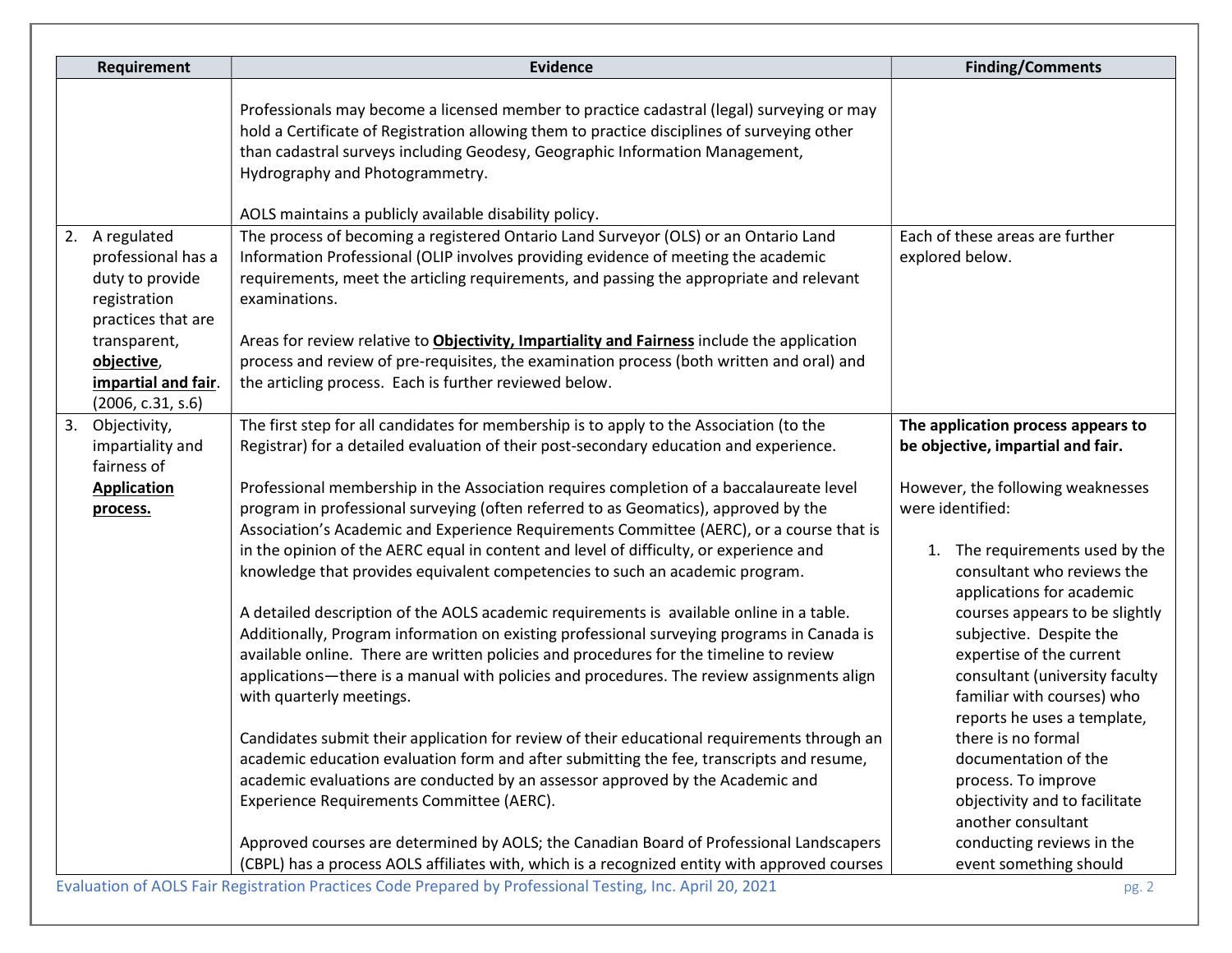| Requirement | Evidence | Finding/Comments |
|---|---|---|
| | Professionals may become a licensed member to practice cadastral (legal) surveying or may hold a Certificate of Registration allowing them to practice disciplines of surveying other than cadastral surveys including Geodesy, Geographic Information Management, Hydrography and Photogrammetry.<br><br>AOLS maintains a publicly available disability policy. | |
| 2. A regulated professional has a duty to provide registration practices that are transparent, **<u>objective</u>**, **<u>impartial and fair</u>**. (2006, c.31, s.6) | The process of becoming a registered Ontario Land Surveyor (OLS) or an Ontario Land Information Professional (OLIP involves providing evidence of meeting the academic requirements, meet the articling requirements, and passing the appropriate and relevant examinations.<br><br>Areas for review relative to **<u>Objectivity, Impartiality and Fairness</u>** include the application process and review of pre-requisites, the examination process (both written and oral) and the articling process. Each is further reviewed below. | Each of these areas are further explored below. |
| 3. Objectivity, impartiality and fairness of **<u>Application process.</u>** | The first step for all candidates for membership is to apply to the Association (to the Registrar) for a detailed evaluation of their post-secondary education and experience.<br><br>Professional membership in the Association requires completion of a baccalaureate level program in professional surveying (often referred to as Geomatics), approved by the Association's Academic and Experience Requirements Committee (AERC), or a course that is in the opinion of the AERC equal in content and level of difficulty, or experience and knowledge that provides equivalent competencies to such an academic program.<br><br>A detailed description of the AOLS academic requirements is available online in a table. Additionally, Program information on existing professional surveying programs in Canada is available online. There are written policies and procedures for the timeline to review applications—there is a manual with policies and procedures. The review assignments align with quarterly meetings.<br><br>Candidates submit their application for review of their educational requirements through an academic education evaluation form and after submitting the fee, transcripts and resume, academic evaluations are conducted by an assessor approved by the Academic and Experience Requirements Committee (AERC).<br><br>Approved courses are determined by AOLS; the Canadian Board of Professional Landscapers (CBPL) has a process AOLS affiliates with, which is a recognized entity with approved courses | **The application process appears to be objective, impartial and fair.**<br><br>However, the following weaknesses were identified:<br><br>1. The requirements used by the consultant who reviews the applications for academic courses appears to be slightly subjective. Despite the expertise of the current consultant (university faculty familiar with courses) who reports he uses a template, there is no formal documentation of the process. To improve objectivity and to facilitate another consultant conducting reviews in the event something should |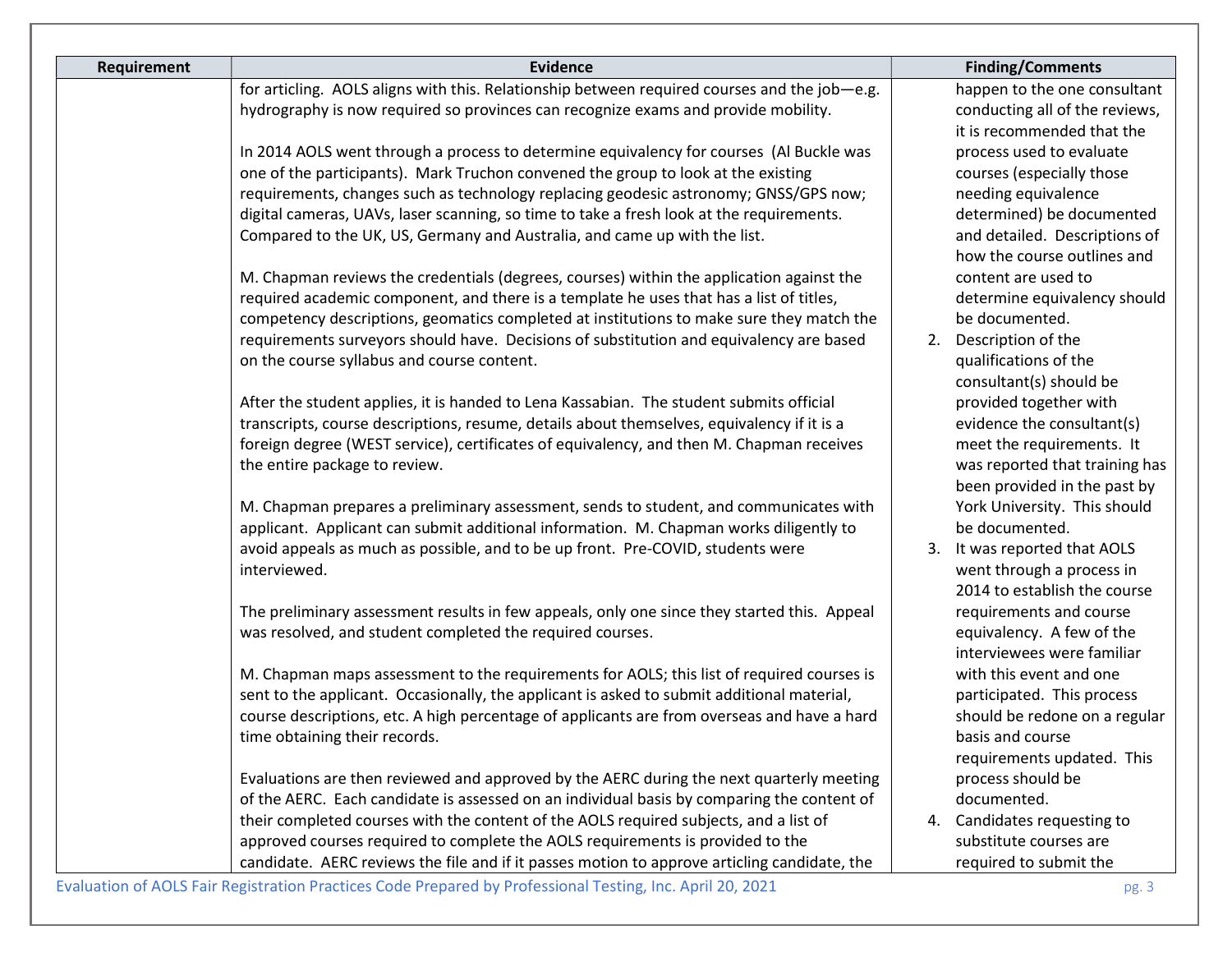| Requirement | Evidence | Finding/Comments |
|---|---|---|
| | for articling. AOLS aligns with this. Relationship between required courses and the job—e.g. hydrography is now required so provinces can recognize exams and provide mobility.<br><br>In 2014 AOLS went through a process to determine equivalency for courses (Al Buckle was one of the participants). Mark Truchon convened the group to look at the existing requirements, changes such as technology replacing geodesic astronomy; GNSS/GPS now; digital cameras, UAVs, laser scanning, so time to take a fresh look at the requirements. Compared to the UK, US, Germany and Australia, and came up with the list.<br><br>M. Chapman reviews the credentials (degrees, courses) within the application against the required academic component, and there is a template he uses that has a list of titles, competency descriptions, geomatics completed at institutions to make sure they match the requirements surveyors should have. Decisions of substitution and equivalency are based on the course syllabus and course content.<br><br>After the student applies, it is handed to Lena Kassabian. The student submits official transcripts, course descriptions, resume, details about themselves, equivalency if it is a foreign degree (WEST service), certificates of equivalency, and then M. Chapman receives the entire package to review.<br><br>M. Chapman prepares a preliminary assessment, sends to student, and communicates with applicant. Applicant can submit additional information. M. Chapman works diligently to avoid appeals as much as possible, and to be up front. Pre-COVID, students were interviewed.<br><br>The preliminary assessment results in few appeals, only one since they started this. Appeal was resolved, and student completed the required courses.<br><br>M. Chapman maps assessment to the requirements for AOLS; this list of required courses is sent to the applicant. Occasionally, the applicant is asked to submit additional material, course descriptions, etc. A high percentage of applicants are from overseas and have a hard time obtaining their records.<br><br>Evaluations are then reviewed and approved by the AERC during the next quarterly meeting of the AERC. Each candidate is assessed on an individual basis by comparing the content of their completed courses with the content of the AOLS required subjects, and a list of approved courses required to complete the AOLS requirements is provided to the candidate. AERC reviews the file and if it passes motion to approve articling candidate, the | happen to the one consultant conducting all of the reviews, it is recommended that the process used to evaluate courses (especially those needing equivalence determined) be documented and detailed. Descriptions of how the course outlines and content are used to determine equivalency should be documented.<br>2. Description of the qualifications of the consultant(s) should be provided together with evidence the consultant(s) meet the requirements. It was reported that training has been provided in the past by York University. This should be documented.<br>3. It was reported that AOLS went through a process in 2014 to establish the course requirements and course equivalency. A few of the interviewees were familiar with this event and one participated. This process should be redone on a regular basis and course requirements updated. This process should be documented.<br>4. Candidates requesting to substitute courses are required to submit the |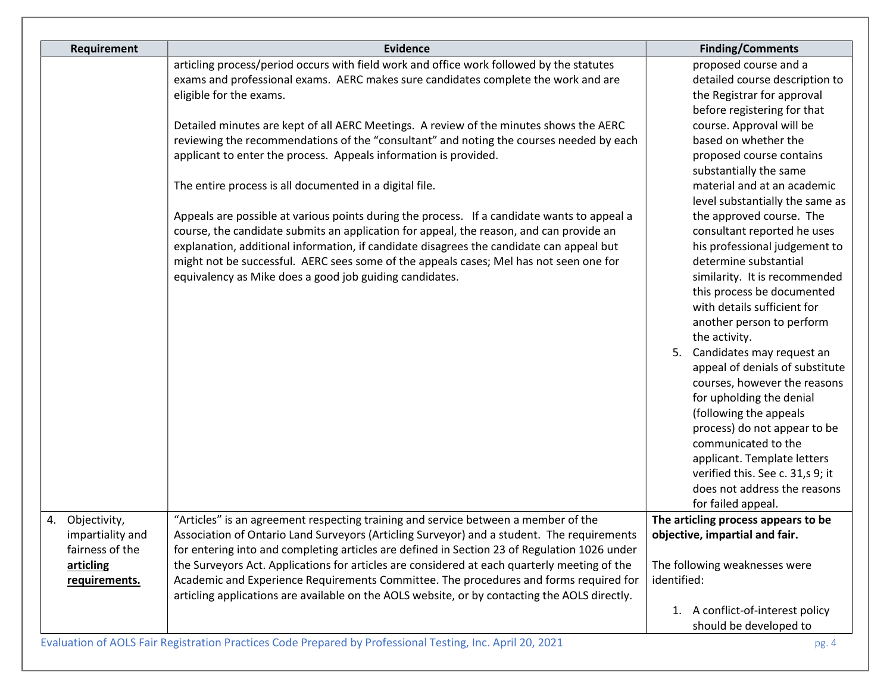| Requirement | Evidence | Finding/Comments |
|---|---|---|
| | articling process/period occurs with field work and office work followed by the statutes exams and professional exams. AERC makes sure candidates complete the work and are eligible for the exams.<br><br>Detailed minutes are kept of all AERC Meetings. A review of the minutes shows the AERC reviewing the recommendations of the "consultant" and noting the courses needed by each applicant to enter the process. Appeals information is provided.<br><br>The entire process is all documented in a digital file.<br><br>Appeals are possible at various points during the process. If a candidate wants to appeal a course, the candidate submits an application for appeal, the reason, and can provide an explanation, additional information, if candidate disagrees the candidate can appeal but might not be successful. AERC sees some of the appeals cases; Mel has not seen one for equivalency as Mike does a good job guiding candidates. | proposed course and a detailed course description to the Registrar for approval before registering for that course. Approval will be based on whether the proposed course contains substantially the same material and at an academic level substantially the same as the approved course. The consultant reported he uses his professional judgement to determine substantial similarity. It is recommended this process be documented with details sufficient for another person to perform the activity.<br>5. Candidates may request an appeal of denials of substitute courses, however the reasons for upholding the denial (following the appeals process) do not appear to be communicated to the applicant. Template letters verified this. See c. 31,s 9; it does not address the reasons for failed appeal. |
| 4. Objectivity, impartiality and fairness of the **articling requirements.** | "Articles" is an agreement respecting training and service between a member of the Association of Ontario Land Surveyors (Articling Surveyor) and a student. The requirements for entering into and completing articles are defined in Section 23 of Regulation 1026 under the Surveyors Act. Applications for articles are considered at each quarterly meeting of the Academic and Experience Requirements Committee. The procedures and forms required for articling applications are available on the AOLS website, or by contacting the AOLS directly. | **The articling process appears to be objective, impartial and fair.**<br><br>The following weaknesses were identified:<br><br>1. A conflict-of-interest policy should be developed to |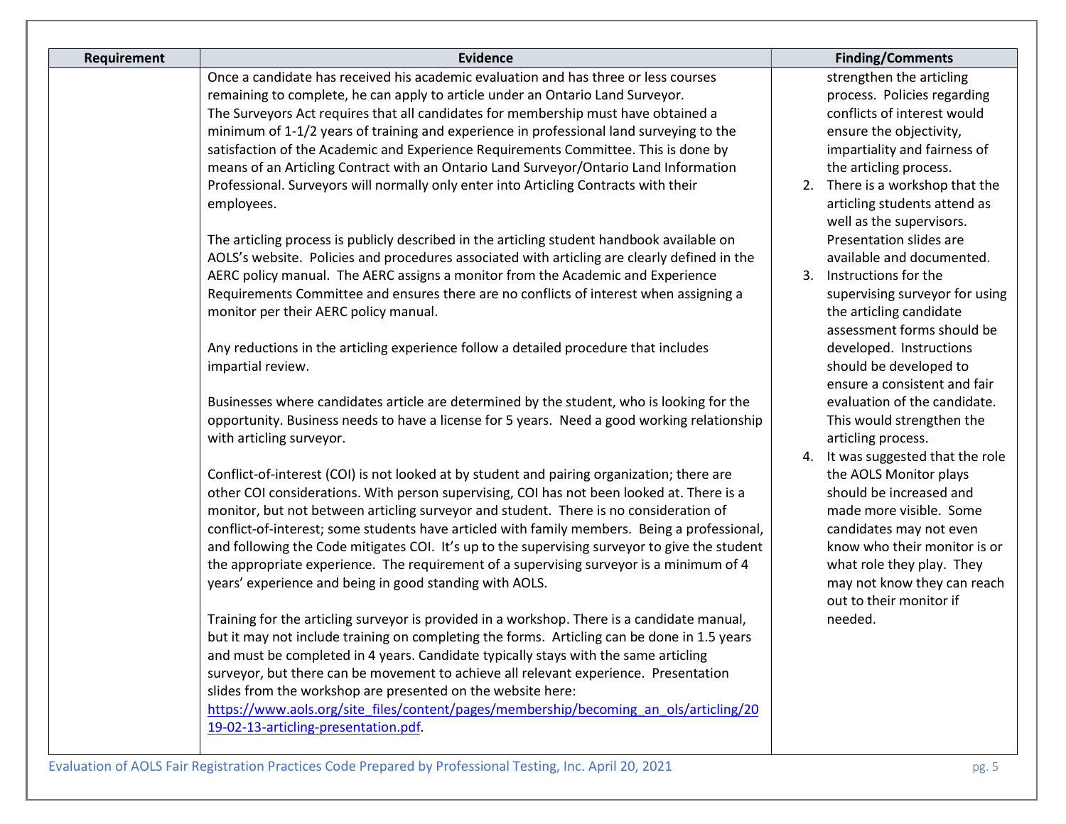| Requirement | Evidence | Finding/Comments |
|---|---|---|
| | Once a candidate has received his academic evaluation and has three or less courses remaining to complete, he can apply to article under an Ontario Land Surveyor.<br>The Surveyors Act requires that all candidates for membership must have obtained a minimum of 1-1/2 years of training and experience in professional land surveying to the satisfaction of the Academic and Experience Requirements Committee. This is done by means of an Articling Contract with an Ontario Land Surveyor/Ontario Land Information Professional. Surveyors will normally only enter into Articling Contracts with their employees.<br><br>The articling process is publicly described in the articling student handbook available on AOLS's website. Policies and procedures associated with articling are clearly defined in the AERC policy manual. The AERC assigns a monitor from the Academic and Experience Requirements Committee and ensures there are no conflicts of interest when assigning a monitor per their AERC policy manual.<br><br>Any reductions in the articling experience follow a detailed procedure that includes impartial review.<br><br>Businesses where candidates article are determined by the student, who is looking for the opportunity. Business needs to have a license for 5 years. Need a good working relationship with articling surveyor.<br><br>Conflict-of-interest (COI) is not looked at by student and pairing organization; there are other COI considerations. With person supervising, COI has not been looked at. There is a monitor, but not between articling surveyor and student. There is no consideration of conflict-of-interest; some students have articled with family members. Being a professional, and following the Code mitigates COI. It's up to the supervising surveyor to give the student the appropriate experience. The requirement of a supervising surveyor is a minimum of 4 years' experience and being in good standing with AOLS.<br><br>Training for the articling surveyor is provided in a workshop. There is a candidate manual, but it may not include training on completing the forms. Articling can be done in 1.5 years and must be completed in 4 years. Candidate typically stays with the same articling surveyor, but there can be movement to achieve all relevant experience. Presentation slides from the workshop are presented on the website here: [https://www.aols.org/site_files/content/pages/membership/becoming_an_ols/articling/2019-02-13-articling-presentation.pdf](https://www.aols.org/site_files/content/pages/membership/becoming_an_ols/articling/2019-02-13-articling-presentation.pdf). | strengthen the articling process. Policies regarding conflicts of interest would ensure the objectivity, impartiality and fairness of the articling process.<br>2. There is a workshop that the articling students attend as well as the supervisors. Presentation slides are available and documented.<br>3. Instructions for the supervising surveyor for using the articling candidate assessment forms should be developed. Instructions should be developed to ensure a consistent and fair evaluation of the candidate. This would strengthen the articling process.<br>4. It was suggested that the role the AOLS Monitor plays should be increased and made more visible. Some candidates may not even know who their monitor is or what role they play. They may not know they can reach out to their monitor if needed. |

Evaluation of AOLS Fair Registration Practices Code Prepared by Professional Testing, Inc. April 20, 2021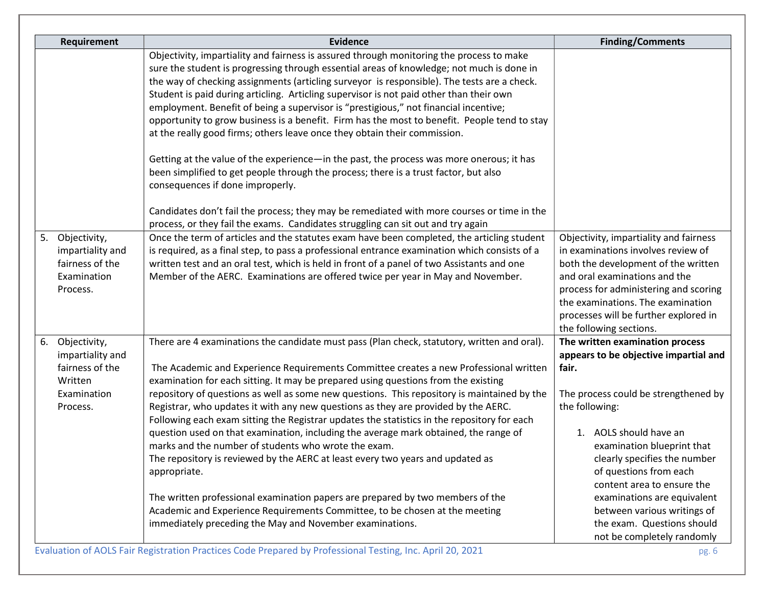| Requirement | Evidence | Finding/Comments |
|---|---|---|
| | Objectivity, impartiality and fairness is assured through monitoring the process to make sure the student is progressing through essential areas of knowledge; not much is done in the way of checking assignments (articling surveyor is responsible). The tests are a check. Student is paid during articling. Articling supervisor is not paid other than their own employment. Benefit of being a supervisor is "prestigious," not financial incentive; opportunity to grow business is a benefit. Firm has the most to benefit. People tend to stay at the really good firms; others leave once they obtain their commission.<br><br>Getting at the value of the experience—in the past, the process was more onerous; it has been simplified to get people through the process; there is a trust factor, but also consequences if done improperly.<br><br>Candidates don't fail the process; they may be remediated with more courses or time in the process, or they fail the exams. Candidates struggling can sit out and try again | |
| 5. Objectivity, impartiality and fairness of the Examination Process. | Once the term of articles and the statutes exam have been completed, the articling student is required, as a final step, to pass a professional entrance examination which consists of a written test and an oral test, which is held in front of a panel of two Assistants and one Member of the AERC. Examinations are offered twice per year in May and November. | Objectivity, impartiality and fairness in examinations involves review of both the development of the written and oral examinations and the process for administering and scoring the examinations. The examination processes will be further explored in the following sections. |
| 6. Objectivity, impartiality and fairness of the Written Examination Process. | There are 4 examinations the candidate must pass (Plan check, statutory, written and oral).<br><br>The Academic and Experience Requirements Committee creates a new Professional written examination for each sitting. It may be prepared using questions from the existing repository of questions as well as some new questions. This repository is maintained by the Registrar, who updates it with any new questions as they are provided by the AERC. Following each exam sitting the Registrar updates the statistics in the repository for each question used on that examination, including the average mark obtained, the range of marks and the number of students who wrote the exam.<br>The repository is reviewed by the AERC at least every two years and updated as appropriate.<br><br>The written professional examination papers are prepared by two members of the Academic and Experience Requirements Committee, to be chosen at the meeting immediately preceding the May and November examinations. | **The written examination process appears to be objective impartial and fair.**<br><br>The process could be strengthened by the following:<br><br>1. AOLS should have an examination blueprint that clearly specifies the number of questions from each content area to ensure the examinations are equivalent between various writings of the exam. Questions should not be completely randomly |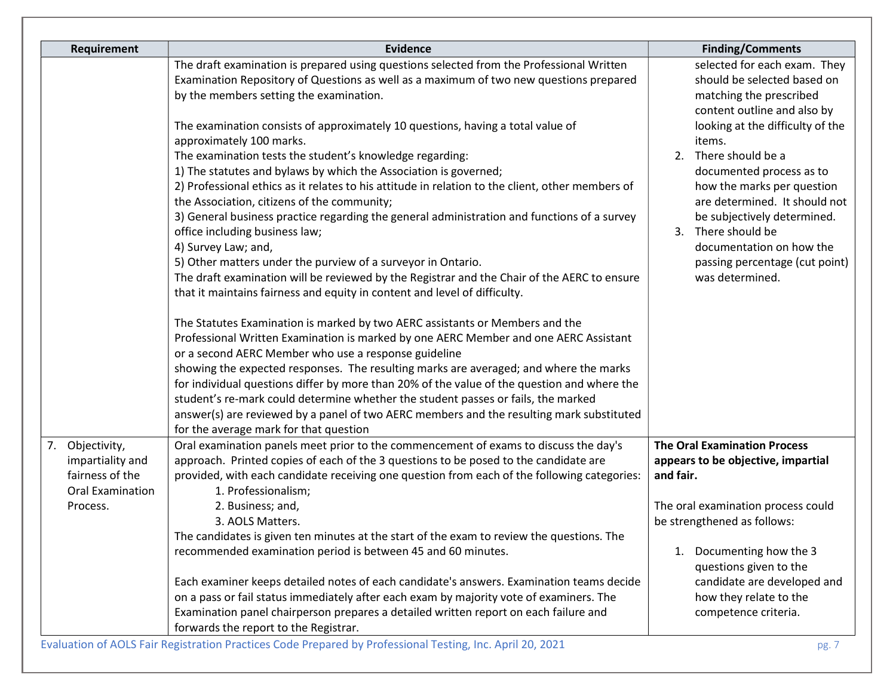| Requirement | Evidence | Finding/Comments |
|---|---|---|
| | The draft examination is prepared using questions selected from the Professional Written Examination Repository of Questions as well as a maximum of two new questions prepared by the members setting the examination.<br><br>The examination consists of approximately 10 questions, having a total value of approximately 100 marks.<br>The examination tests the student's knowledge regarding:<br>1) The statutes and bylaws by which the Association is governed;<br>2) Professional ethics as it relates to his attitude in relation to the client, other members of the Association, citizens of the community;<br>3) General business practice regarding the general administration and functions of a survey office including business law;<br>4) Survey Law; and,<br>5) Other matters under the purview of a surveyor in Ontario.<br>The draft examination will be reviewed by the Registrar and the Chair of the AERC to ensure that it maintains fairness and equity in content and level of difficulty.<br><br>The Statutes Examination is marked by two AERC assistants or Members and the Professional Written Examination is marked by one AERC Member and one AERC Assistant or a second AERC Member who use a response guideline showing the expected responses. The resulting marks are averaged; and where the marks for individual questions differ by more than 20% of the value of the question and where the student's re-mark could determine whether the student passes or fails, the marked answer(s) are reviewed by a panel of two AERC members and the resulting mark substituted for the average mark for that question | selected for each exam. They should be selected based on matching the prescribed content outline and also by looking at the difficulty of the items.<br>2. There should be a documented process as to how the marks per question are determined. It should not be subjectively determined.<br>3. There should be documentation on how the passing percentage (cut point) was determined. |
| 7. Objectivity, impartiality and fairness of the Oral Examination Process. | Oral examination panels meet prior to the commencement of exams to discuss the day's approach. Printed copies of each of the 3 questions to be posed to the candidate are provided, with each candidate receiving one question from each of the following categories:<br>1. Professionalism;<br>2. Business; and,<br>3. AOLS Matters.<br>The candidates is given ten minutes at the start of the exam to review the questions. The recommended examination period is between 45 and 60 minutes.<br><br>Each examiner keeps detailed notes of each candidate's answers. Examination teams decide on a pass or fail status immediately after each exam by majority vote of examiners. The Examination panel chairperson prepares a detailed written report on each failure and forwards the report to the Registrar. | **The Oral Examination Process appears to be objective, impartial and fair.**<br><br>The oral examination process could be strengthened as follows:<br><br>1. Documenting how the 3 questions given to the candidate are developed and how they relate to the competence criteria. |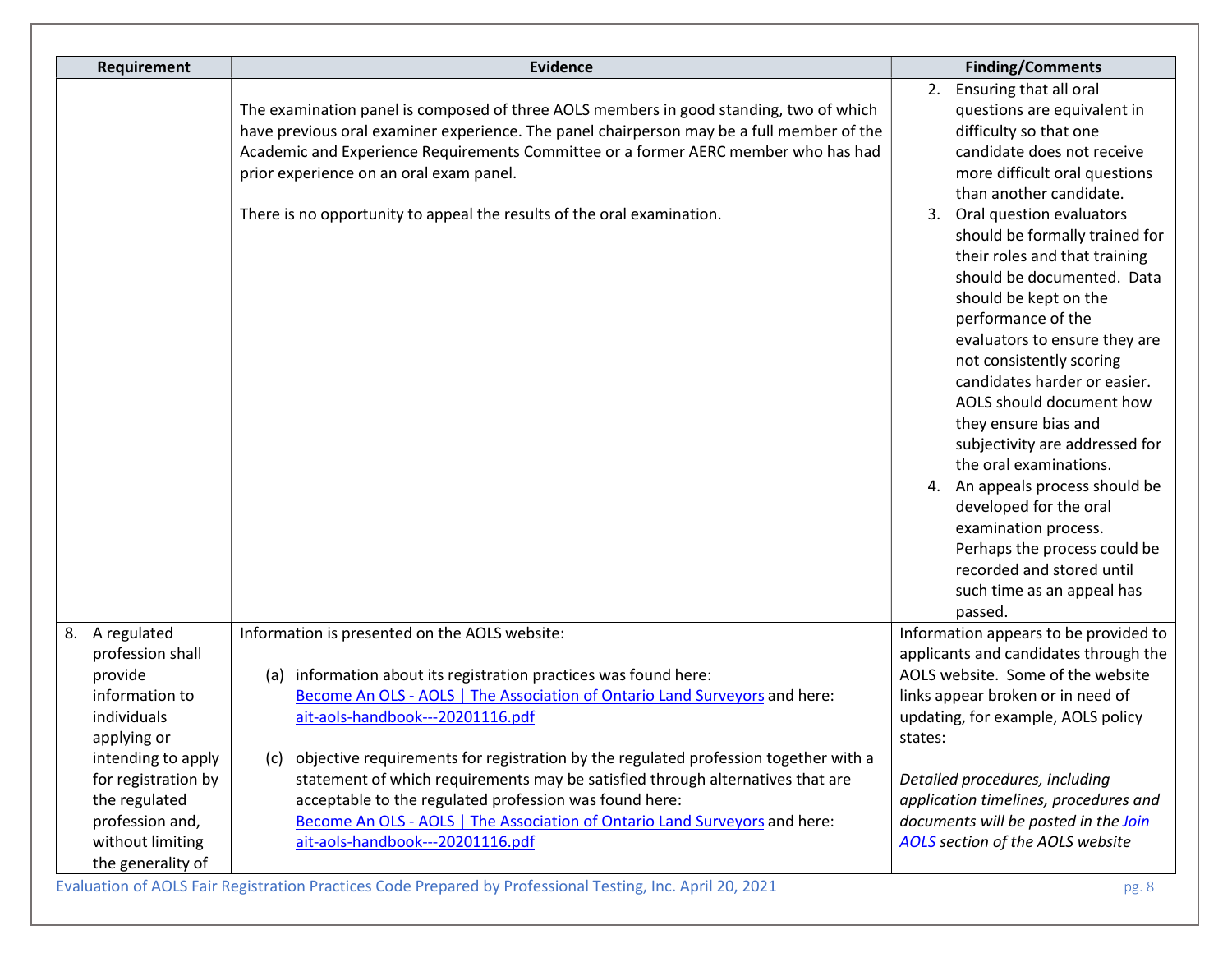| Requirement | Evidence | Finding/Comments |
| --- | --- | --- |
| | The examination panel is composed of three AOLS members in good standing, two of which have previous oral examiner experience. The panel chairperson may be a full member of the Academic and Experience Requirements Committee or a former AERC member who has had prior experience on an oral exam panel.<br><br>There is no opportunity to appeal the results of the oral examination. | 2. Ensuring that all oral questions are equivalent in difficulty so that one candidate does not receive more difficult oral questions than another candidate.<br>3. Oral question evaluators should be formally trained for their roles and that training should be documented. Data should be kept on the performance of the evaluators to ensure they are not consistently scoring candidates harder or easier. AOLS should document how they ensure bias and subjectivity are addressed for the oral examinations.<br>4. An appeals process should be developed for the oral examination process. Perhaps the process could be recorded and stored until such time as an appeal has passed. |
| 8. A regulated profession shall provide information to individuals applying or intending to apply for registration by the regulated profession and, without limiting the generality of | Information is presented on the AOLS website:<br><br>(a) information about its registration practices was found here: [Become An OLS - AOLS \| The Association of Ontario Land Surveyors]() and here: [ait-aols-handbook---20201116.pdf]()<br><br>(c) objective requirements for registration by the regulated profession together with a statement of which requirements may be satisfied through alternatives that are acceptable to the regulated profession was found here: [Become An OLS - AOLS \| The Association of Ontario Land Surveyors]() and here: [ait-aols-handbook---20201116.pdf]() | Information appears to be provided to applicants and candidates through the AOLS website. Some of the website links appear broken or in need of updating, for example, AOLS policy states:<br><br>*Detailed procedures, including application timelines, procedures and documents will be posted in the Join AOLS section of the AOLS website* |

Evaluation of AOLS Fair Registration Practices Code Prepared by Professional Testing, Inc. April 20, 2021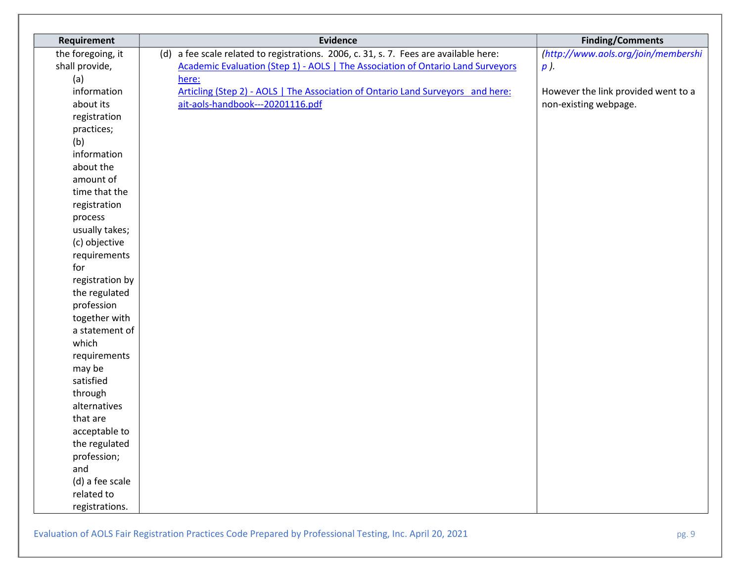| Requirement | Evidence | Finding/Comments |
|---|---|---|
| the foregoing, it shall provide, (a) information about its registration practices; (b) information about the amount of time that the registration process usually takes; (c) objective requirements for registration by the regulated profession together with a statement of which requirements may be satisfied through alternatives that are acceptable to the regulated profession; and (d) a fee scale related to registrations. | (d) a fee scale related to registrations. 2006, c. 31, s. 7. Fees are available here: Academic Evaluation (Step 1) - AOLS \| The Association of Ontario Land Surveyors here: Articling (Step 2) - AOLS \| The Association of Ontario Land Surveyors and here: ait-aols-handbook---20201116.pdf | *(http://www.aols.org/join/membership ).* However the link provided went to a non-existing webpage. |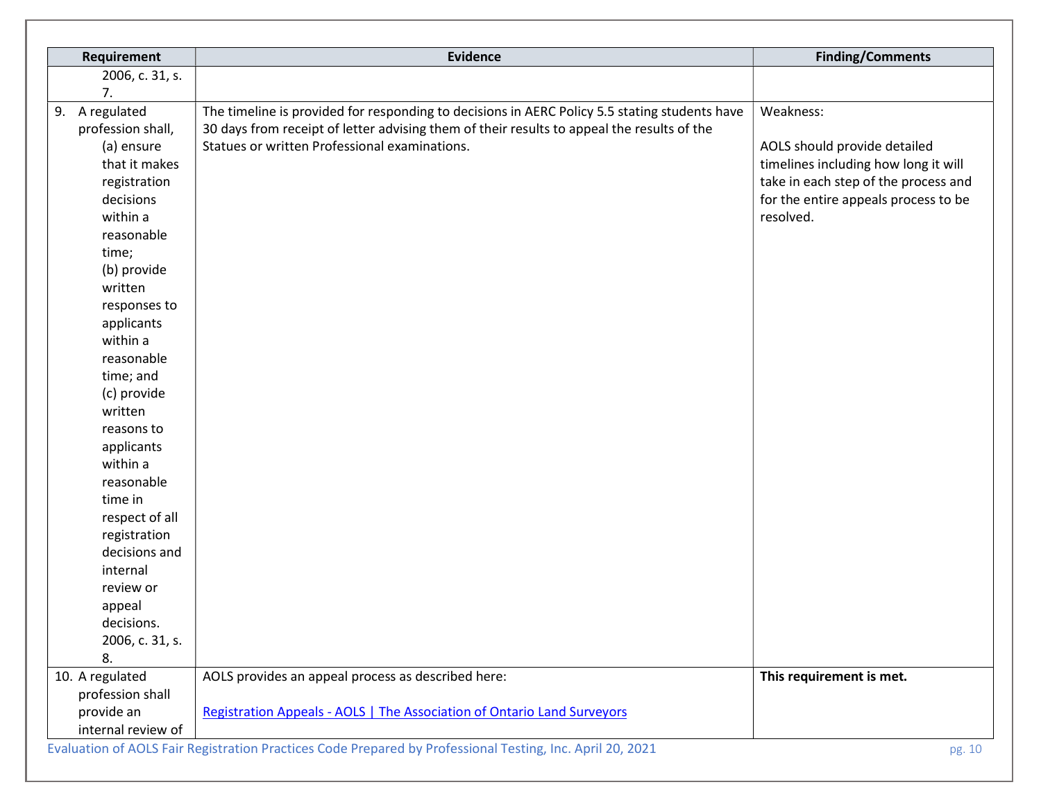| Requirement | Evidence | Finding/Comments |
| --- | --- | --- |
| 2006, c. 31, s. 7. | | |
| 9. A regulated profession shall, (a) ensure that it makes registration decisions within a reasonable time; (b) provide written responses to applicants within a reasonable time; and (c) provide written reasons to applicants within a reasonable time in respect of all registration decisions and internal review or appeal decisions. 2006, c. 31, s. 8. | The timeline is provided for responding to decisions in AERC Policy 5.5 stating students have 30 days from receipt of letter advising them of their results to appeal the results of the Statues or written Professional examinations. | Weakness:<br><br>AOLS should provide detailed timelines including how long it will take in each step of the process and for the entire appeals process to be resolved. |
| 10. A regulated profession shall provide an internal review of | AOLS provides an appeal process as described here:<br><br>Registration Appeals - AOLS \| The Association of Ontario Land Surveyors | **This requirement is met.** |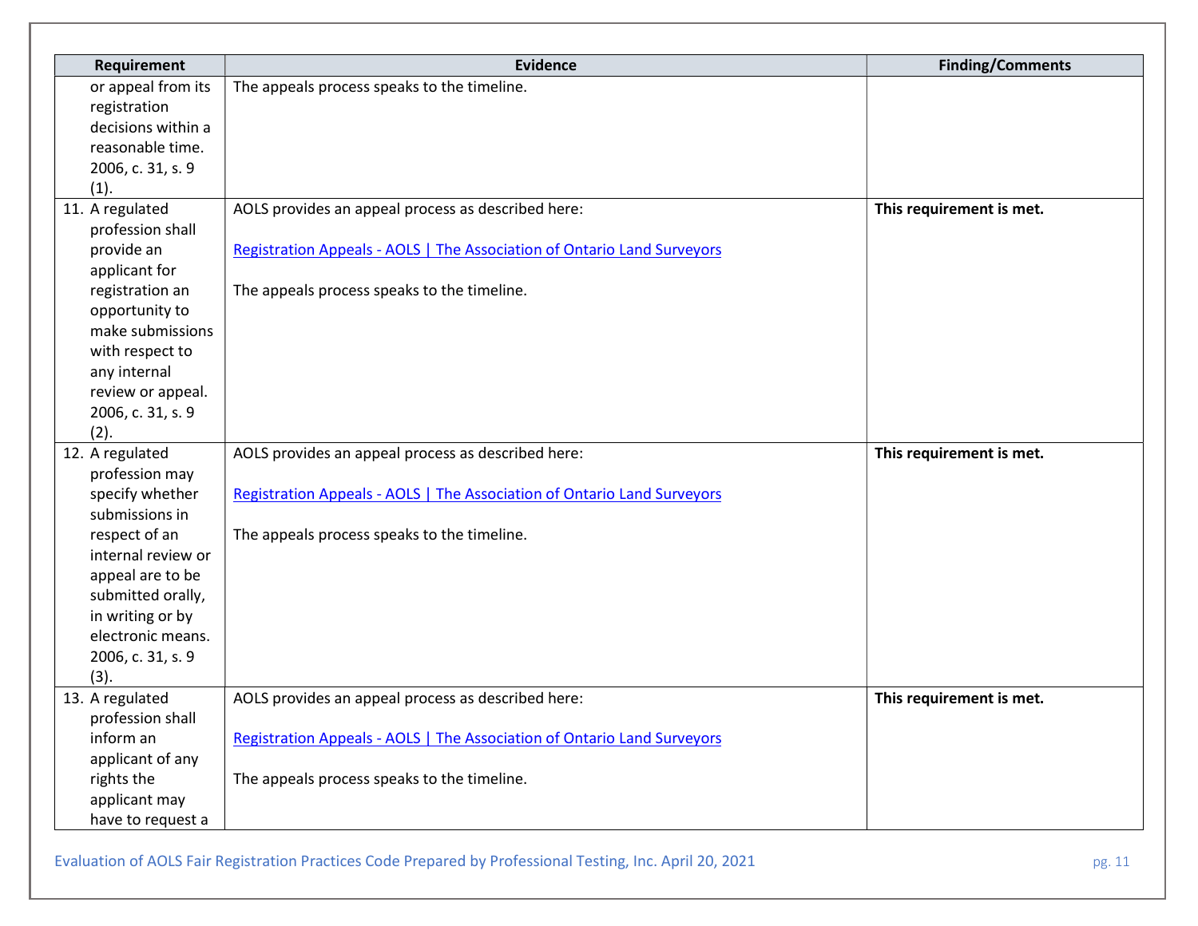| Requirement | Evidence | Finding/Comments |
|---|---|---|
| or appeal from its registration decisions within a reasonable time. 2006, c. 31, s. 9 (1). | The appeals process speaks to the timeline. | |
| 11. A regulated profession shall provide an applicant for registration an opportunity to make submissions with respect to any internal review or appeal. 2006, c. 31, s. 9 (2). | AOLS provides an appeal process as described here:<br><br>Registration Appeals - AOLS \| The Association of Ontario Land Surveyors<br><br>The appeals process speaks to the timeline. | **This requirement is met.** |
| 12. A regulated profession may specify whether submissions in respect of an internal review or appeal are to be submitted orally, in writing or by electronic means. 2006, c. 31, s. 9 (3). | AOLS provides an appeal process as described here:<br><br>Registration Appeals - AOLS \| The Association of Ontario Land Surveyors<br><br>The appeals process speaks to the timeline. | **This requirement is met.** |
| 13. A regulated profession shall inform an applicant of any rights the applicant may have to request a | AOLS provides an appeal process as described here:<br><br>Registration Appeals - AOLS \| The Association of Ontario Land Surveyors<br><br>The appeals process speaks to the timeline. | **This requirement is met.** |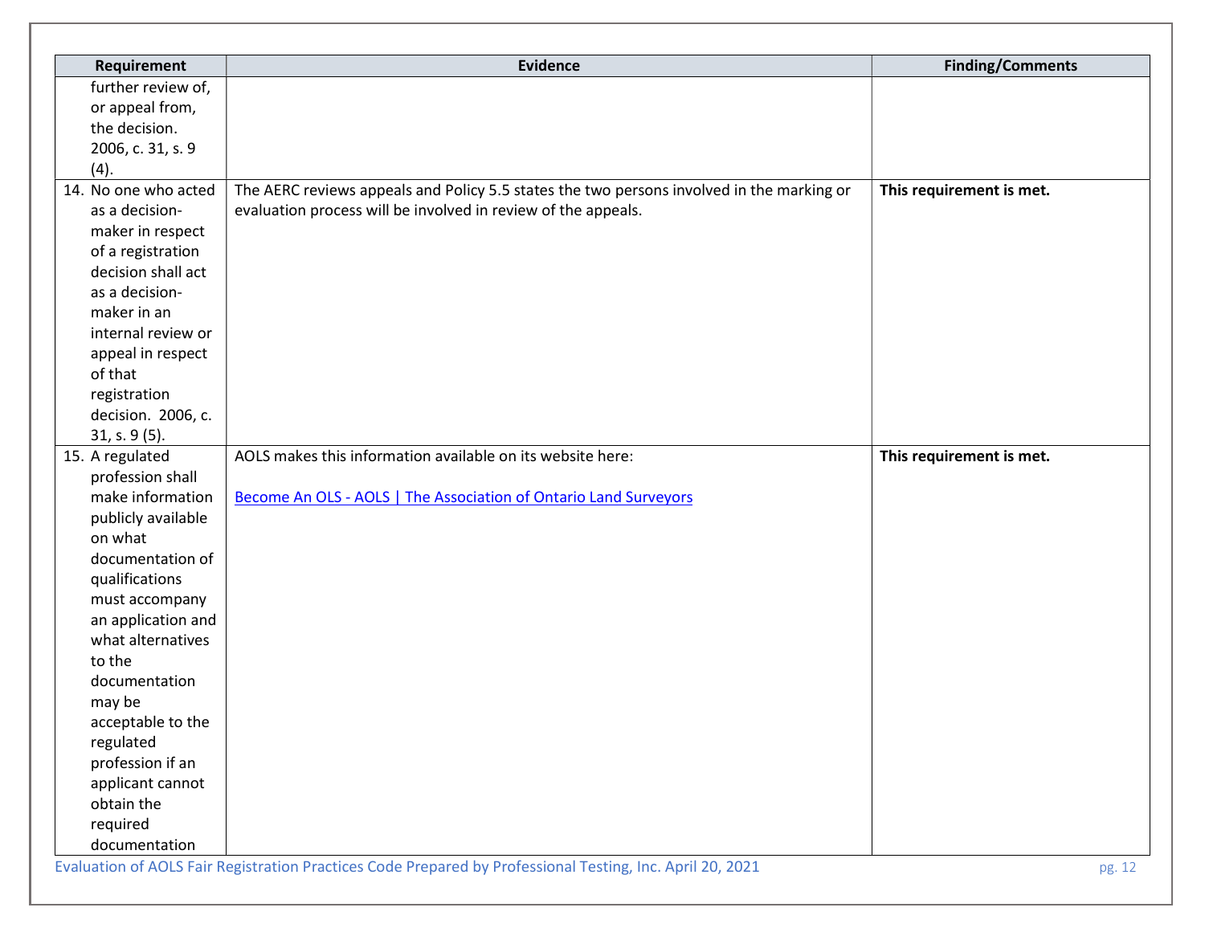| Requirement | Evidence | Finding/Comments |
|---|---|---|
| further review of, or appeal from, the decision. 2006, c. 31, s. 9 (4). | | |
| 14. No one who acted as a decision-maker in respect of a registration decision shall act as a decision-maker in an internal review or appeal in respect of that registration decision. 2006, c. 31, s. 9 (5). | The AERC reviews appeals and Policy 5.5 states the two persons involved in the marking or evaluation process will be involved in review of the appeals. | **This requirement is met.** |
| 15. A regulated profession shall make information publicly available on what documentation of qualifications must accompany an application and what alternatives to the documentation may be acceptable to the regulated profession if an applicant cannot obtain the required documentation | AOLS makes this information available on its website here:<br><br>Become An OLS - AOLS \| The Association of Ontario Land Surveyors | **This requirement is met.** |

Evaluation of AOLS Fair Registration Practices Code Prepared by Professional Testing, Inc. April 20, 2021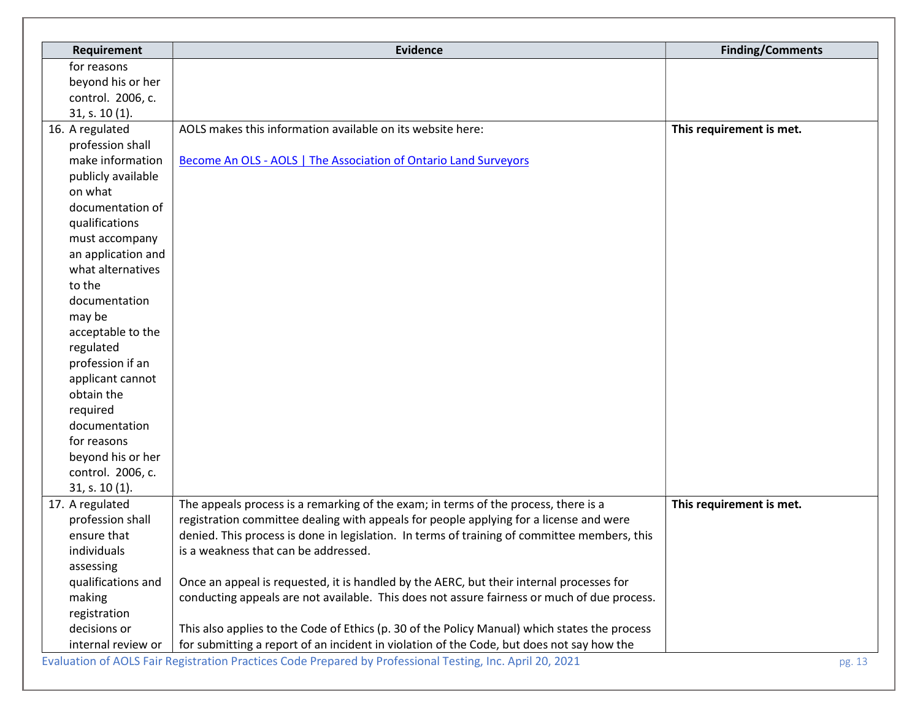| Requirement | Evidence | Finding/Comments |
|---|---|---|
| for reasons beyond his or her control. 2006, c. 31, s. 10 (1). | | |
| 16. A regulated profession shall make information publicly available on what documentation of qualifications must accompany an application and what alternatives to the documentation may be acceptable to the regulated profession if an applicant cannot obtain the required documentation for reasons beyond his or her control. 2006, c. 31, s. 10 (1). | AOLS makes this information available on its website here:<br><br>[Become An OLS - AOLS \| The Association of Ontario Land Surveyors]() | **This requirement is met.** |
| 17. A regulated profession shall ensure that individuals assessing qualifications and making registration decisions or internal review or | The appeals process is a remarking of the exam; in terms of the process, there is a registration committee dealing with appeals for people applying for a license and were denied. This process is done in legislation. In terms of training of committee members, this is a weakness that can be addressed.<br><br>Once an appeal is requested, it is handled by the AERC, but their internal processes for conducting appeals are not available. This does not assure fairness or much of due process.<br><br>This also applies to the Code of Ethics (p. 30 of the Policy Manual) which states the process for submitting a report of an incident in violation of the Code, but does not say how the | **This requirement is met.** |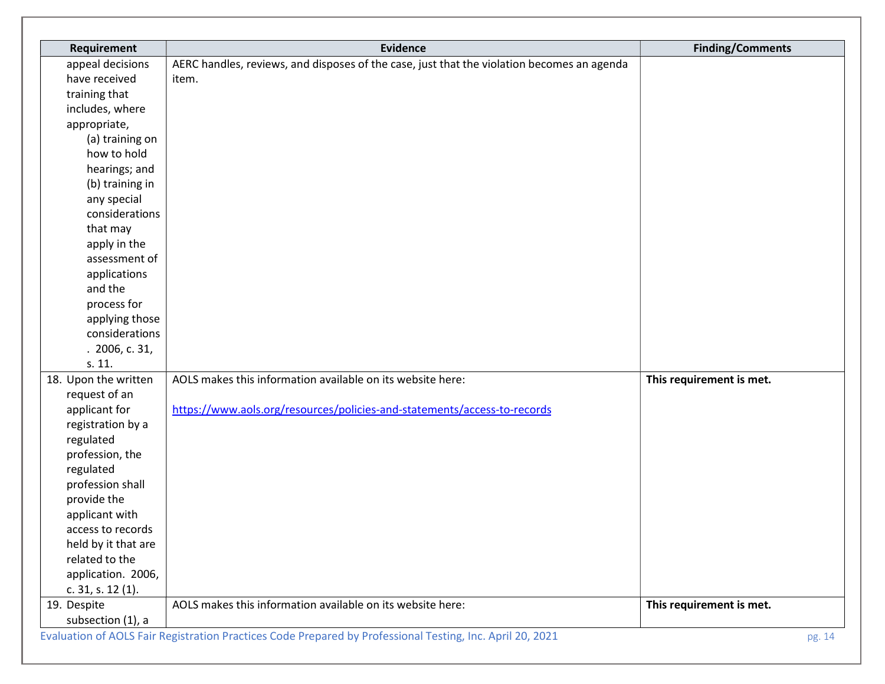| Requirement | Evidence | Finding/Comments |
|---|---|---|
| appeal decisions have received training that includes, where appropriate, (a) training on how to hold hearings; and (b) training in any special considerations that may apply in the assessment of applications and the process for applying those considerations . 2006, c. 31, s. 11. | AERC handles, reviews, and disposes of the case, just that the violation becomes an agenda item. | |
| 18. Upon the written request of an applicant for registration by a regulated profession, the regulated profession shall provide the applicant with access to records held by it that are related to the application. 2006, c. 31, s. 12 (1). | AOLS makes this information available on its website here: https://www.aols.org/resources/policies-and-statements/access-to-records | **This requirement is met.** |
| 19. Despite subsection (1), a | AOLS makes this information available on its website here: | **This requirement is met.** |

Evaluation of AOLS Fair Registration Practices Code Prepared by Professional Testing, Inc. April 20, 2021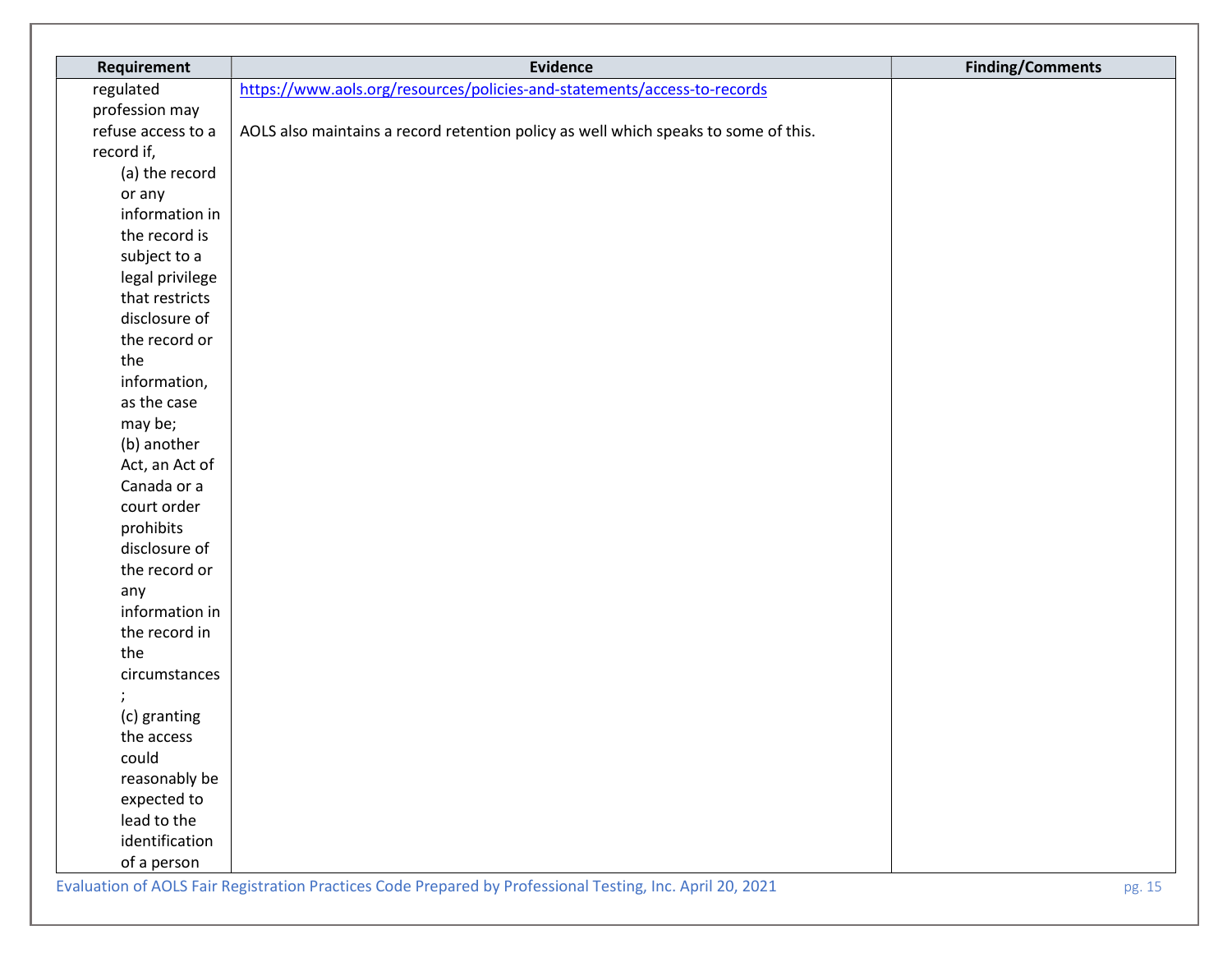| Requirement | Evidence | Finding/Comments |
|---|---|---|
| regulated profession may refuse access to a record if,<br>(a) the record or any information in the record is subject to a legal privilege that restricts disclosure of the record or the information, as the case may be;<br>(b) another Act, an Act of Canada or a court order prohibits disclosure of the record or any information in the record in the circumstances;<br>(c) granting the access could reasonably be expected to lead to the identification of a person | https://www.aols.org/resources/policies-and-statements/access-to-records<br><br>AOLS also maintains a record retention policy as well which speaks to some of this. | |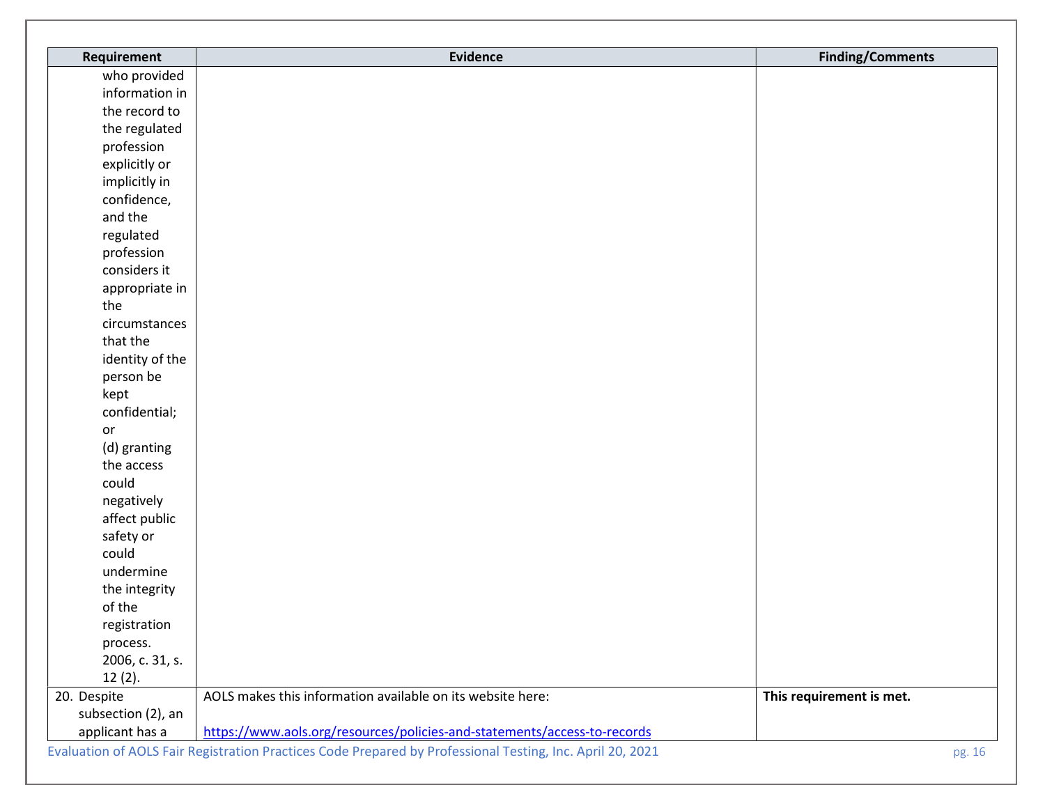| Requirement | Evidence | Finding/Comments |
| --- | --- | --- |
| who provided information in the record to the regulated profession explicitly or implicitly in confidence, and the regulated profession considers it appropriate in the circumstances that the identity of the person be kept confidential; or (d) granting the access could negatively affect public safety or could undermine the integrity of the registration process. 2006, c. 31, s. 12 (2). | | |
| 20. Despite subsection (2), an applicant has a | AOLS makes this information available on its website here: https://www.aols.org/resources/policies-and-statements/access-to-records | **This requirement is met.** |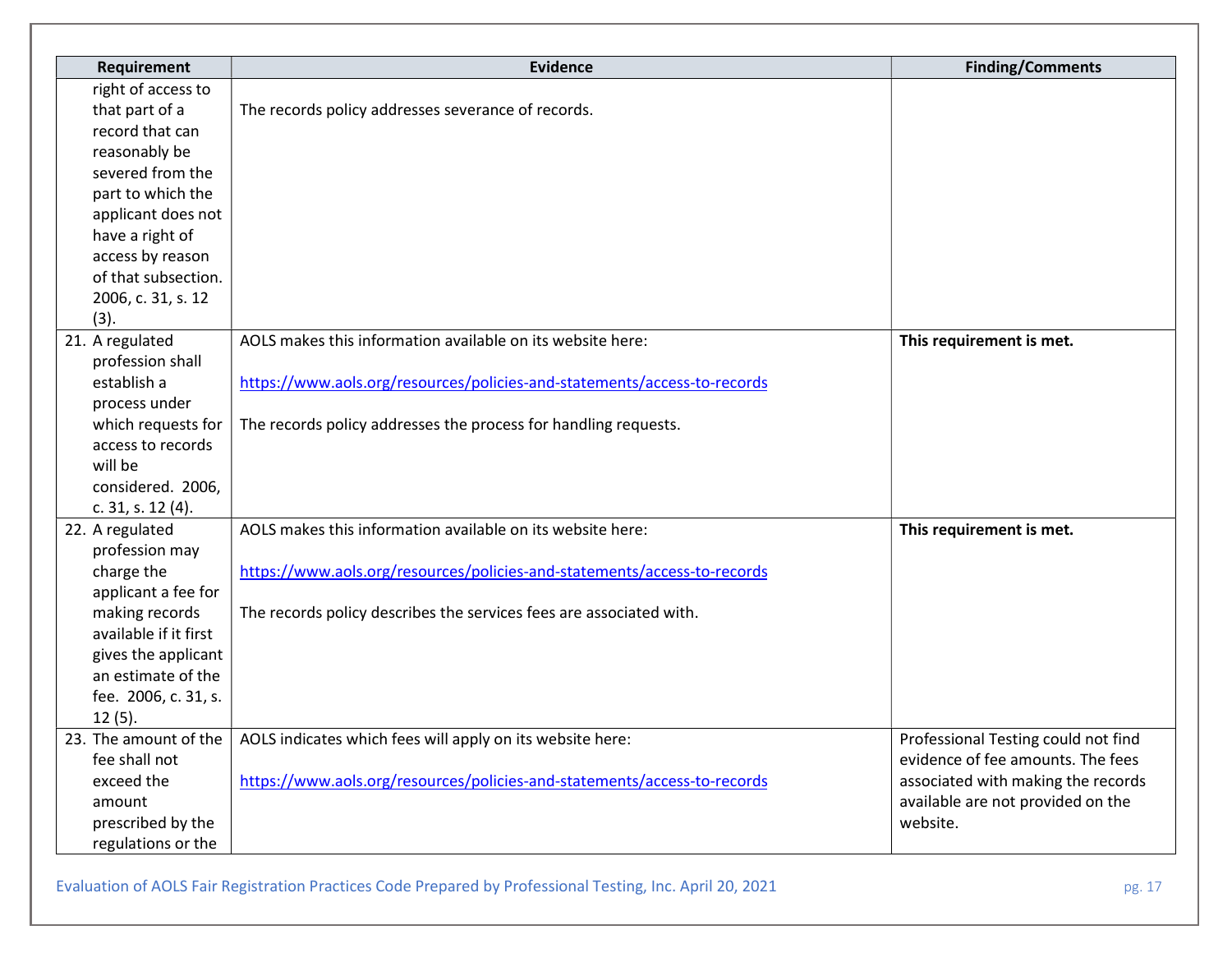| Requirement | Evidence | Finding/Comments |
|---|---|---|
| right of access to that part of a record that can reasonably be severed from the part to which the applicant does not have a right of access by reason of that subsection. 2006, c. 31, s. 12 (3). | The records policy addresses severance of records. | |
| 21. A regulated profession shall establish a process under which requests for access to records will be considered. 2006, c. 31, s. 12 (4). | AOLS makes this information available on its website here: https://www.aols.org/resources/policies-and-statements/access-to-records The records policy addresses the process for handling requests. | **This requirement is met.** |
| 22. A regulated profession may charge the applicant a fee for making records available if it first gives the applicant an estimate of the fee. 2006, c. 31, s. 12 (5). | AOLS makes this information available on its website here: https://www.aols.org/resources/policies-and-statements/access-to-records The records policy describes the services fees are associated with. | **This requirement is met.** |
| 23. The amount of the fee shall not exceed the amount prescribed by the regulations or the | AOLS indicates which fees will apply on its website here: https://www.aols.org/resources/policies-and-statements/access-to-records | Professional Testing could not find evidence of fee amounts. The fees associated with making the records available are not provided on the website. |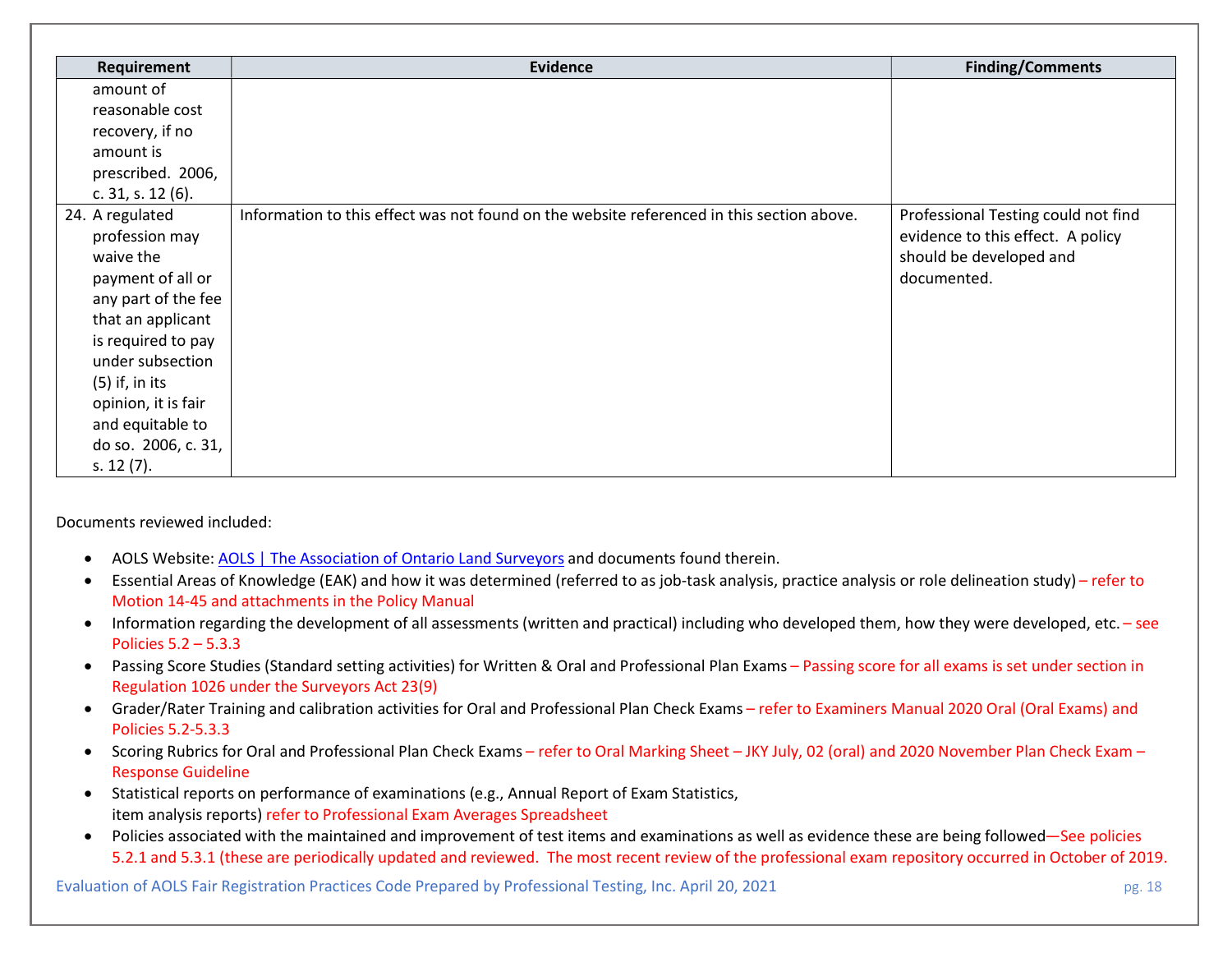| Requirement | Evidence | Finding/Comments |
|---|---|---|
| amount of reasonable cost recovery, if no amount is prescribed. 2006, c. 31, s. 12 (6). | | |
| 24. A regulated profession may waive the payment of all or any part of the fee that an applicant is required to pay under subsection (5) if, in its opinion, it is fair and equitable to do so. 2006, c. 31, s. 12 (7). | Information to this effect was not found on the website referenced in this section above. | Professional Testing could not find evidence to this effect. A policy should be developed and documented. |

Documents reviewed included:

- AOLS Website: [AOLS | The Association of Ontario Land Surveyors] and documents found therein.
- Essential Areas of Knowledge (EAK) and how it was determined (referred to as job-task analysis, practice analysis or role delineation study) – refer to Motion 14-45 and attachments in the Policy Manual
- Information regarding the development of all assessments (written and practical) including who developed them, how they were developed, etc. – see Policies 5.2 – 5.3.3
- Passing Score Studies (Standard setting activities) for Written & Oral and Professional Plan Exams – Passing score for all exams is set under section in Regulation 1026 under the Surveyors Act 23(9)
- Grader/Rater Training and calibration activities for Oral and Professional Plan Check Exams – refer to Examiners Manual 2020 Oral (Oral Exams) and Policies 5.2-5.3.3
- Scoring Rubrics for Oral and Professional Plan Check Exams – refer to Oral Marking Sheet – JKY July, 02 (oral) and 2020 November Plan Check Exam – Response Guideline
- Statistical reports on performance of examinations (e.g., Annual Report of Exam Statistics, item analysis reports) refer to Professional Exam Averages Spreadsheet
- Policies associated with the maintained and improvement of test items and examinations as well as evidence these are being followed—See policies 5.2.1 and 5.3.1 (these are periodically updated and reviewed. The most recent review of the professional exam repository occurred in October of 2019.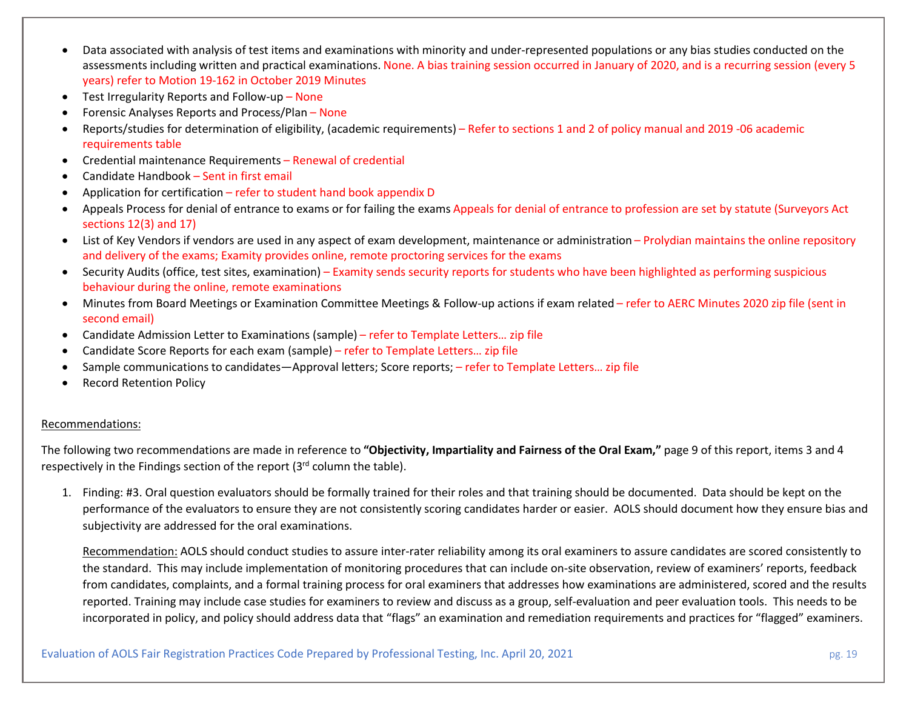- Data associated with analysis of test items and examinations with minority and under-represented populations or any bias studies conducted on the assessments including written and practical examinations. None. A bias training session occurred in January of 2020, and is a recurring session (every 5 years) refer to Motion 19-162 in October 2019 Minutes
- Test Irregularity Reports and Follow-up – None
- Forensic Analyses Reports and Process/Plan – None
- Reports/studies for determination of eligibility, (academic requirements) – Refer to sections 1 and 2 of policy manual and 2019 -06 academic requirements table
- Credential maintenance Requirements – Renewal of credential
- Candidate Handbook – Sent in first email
- Application for certification – refer to student hand book appendix D
- Appeals Process for denial of entrance to exams or for failing the exams Appeals for denial of entrance to profession are set by statute (Surveyors Act sections 12(3) and 17)
- List of Key Vendors if vendors are used in any aspect of exam development, maintenance or administration – Prolydian maintains the online repository and delivery of the exams; Examity provides online, remote proctoring services for the exams
- Security Audits (office, test sites, examination) – Examity sends security reports for students who have been highlighted as performing suspicious behaviour during the online, remote examinations
- Minutes from Board Meetings or Examination Committee Meetings & Follow-up actions if exam related – refer to AERC Minutes 2020 zip file (sent in second email)
- Candidate Admission Letter to Examinations (sample) – refer to Template Letters… zip file
- Candidate Score Reports for each exam (sample) – refer to Template Letters… zip file
- Sample communications to candidates—Approval letters; Score reports; – refer to Template Letters… zip file
- Record Retention Policy

Recommendations:

The following two recommendations are made in reference to **"Objectivity, Impartiality and Fairness of the Oral Exam,"** page 9 of this report, items 3 and 4 respectively in the Findings section of the report (3rd column the table).

1. Finding: #3. Oral question evaluators should be formally trained for their roles and that training should be documented. Data should be kept on the performance of the evaluators to ensure they are not consistently scoring candidates harder or easier. AOLS should document how they ensure bias and subjectivity are addressed for the oral examinations.

   Recommendation: AOLS should conduct studies to assure inter-rater reliability among its oral examiners to assure candidates are scored consistently to the standard. This may include implementation of monitoring procedures that can include on-site observation, review of examiners' reports, feedback from candidates, complaints, and a formal training process for oral examiners that addresses how examinations are administered, scored and the results reported. Training may include case studies for examiners to review and discuss as a group, self-evaluation and peer evaluation tools. This needs to be incorporated in policy, and policy should address data that "flags" an examination and remediation requirements and practices for "flagged" examiners.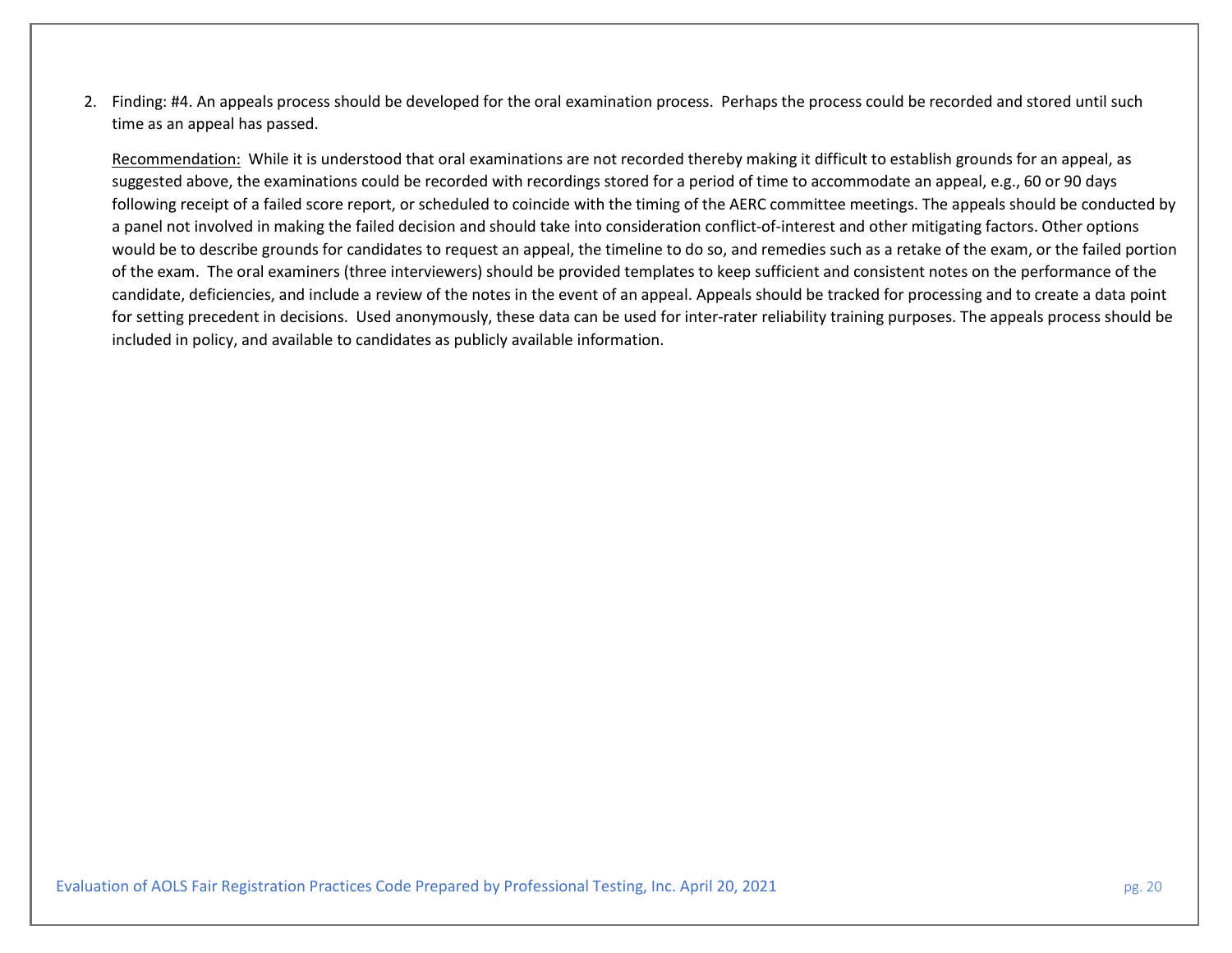2. Finding: #4. An appeals process should be developed for the oral examination process. Perhaps the process could be recorded and stored until such time as an appeal has passed.

   Recommendation: While it is understood that oral examinations are not recorded thereby making it difficult to establish grounds for an appeal, as suggested above, the examinations could be recorded with recordings stored for a period of time to accommodate an appeal, e.g., 60 or 90 days following receipt of a failed score report, or scheduled to coincide with the timing of the AERC committee meetings. The appeals should be conducted by a panel not involved in making the failed decision and should take into consideration conflict-of-interest and other mitigating factors. Other options would be to describe grounds for candidates to request an appeal, the timeline to do so, and remedies such as a retake of the exam, or the failed portion of the exam. The oral examiners (three interviewers) should be provided templates to keep sufficient and consistent notes on the performance of the candidate, deficiencies, and include a review of the notes in the event of an appeal. Appeals should be tracked for processing and to create a data point for setting precedent in decisions. Used anonymously, these data can be used for inter-rater reliability training purposes. The appeals process should be included in policy, and available to candidates as publicly available information.